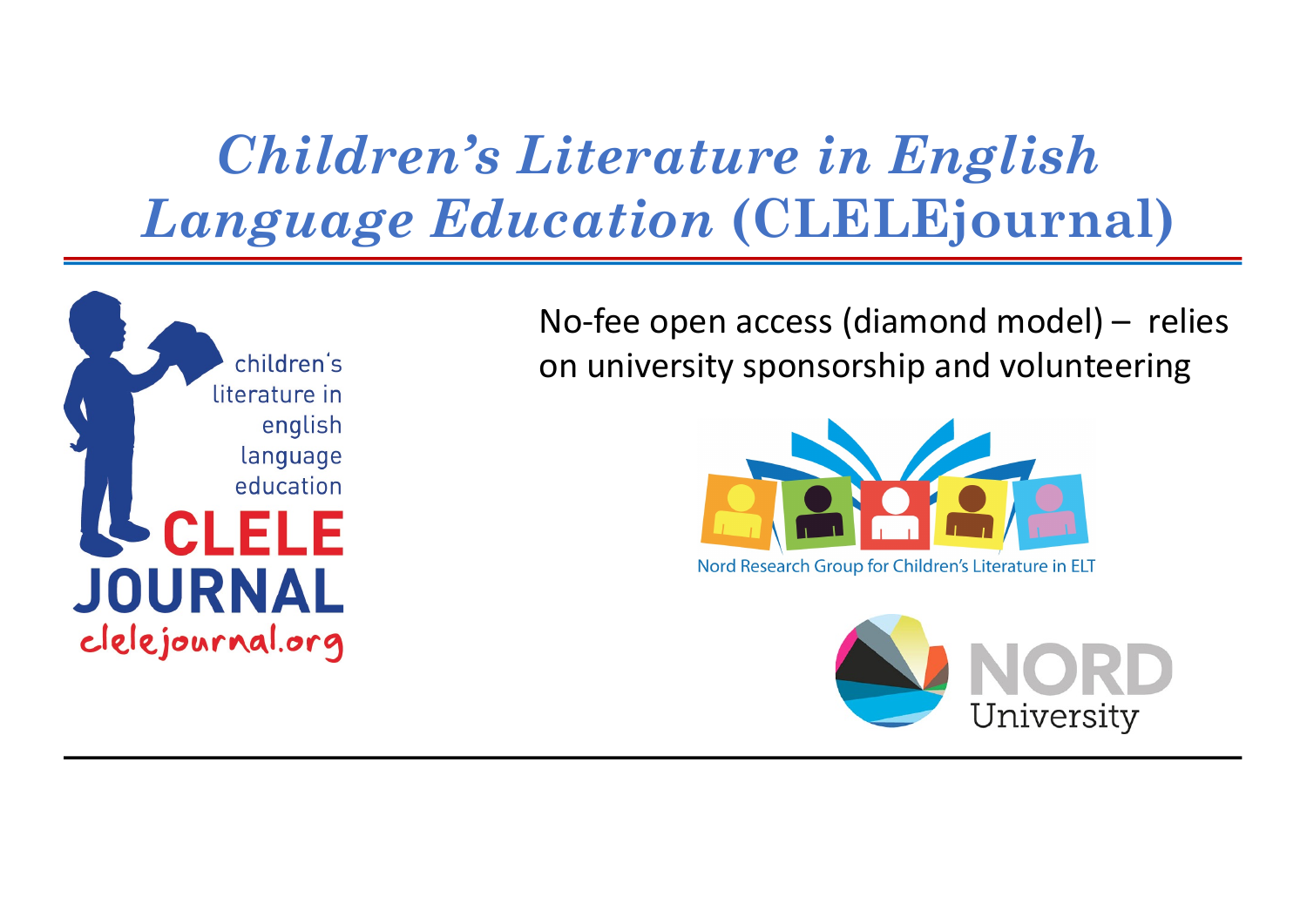# *Children's Literature in English Language Education* (CLELEjournal)

children's literature in english language education

CLELE JOURNAL

clelejournal.org

No-fee open access (diamond model) – relies on university sponsorship and volunteering

Nord Research Group for Children's Literature in ELT

NORD University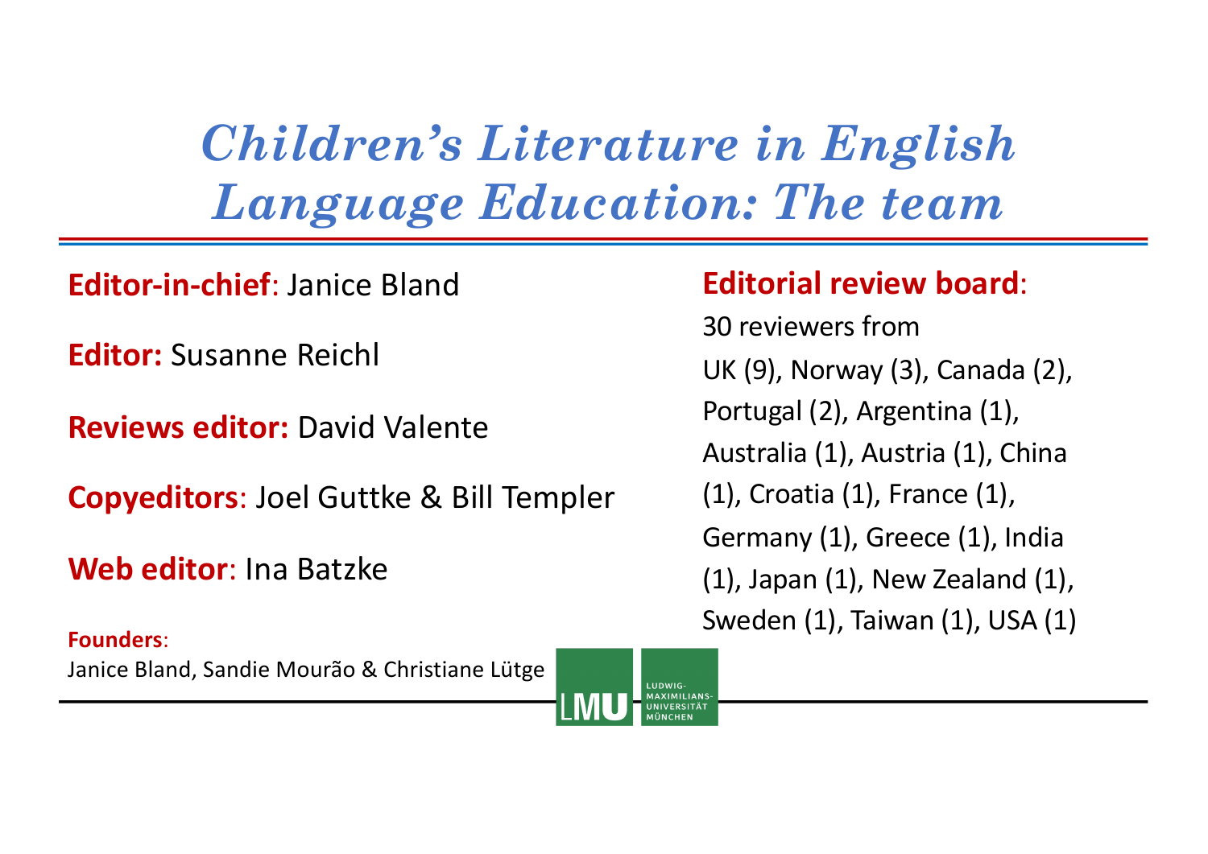# *Children's Literature in English Language Education: The team*

**Editor-in-chief**: Janice Bland

**Editor:** Susanne Reichl

**Reviews editor:** David Valente

**Copyeditors**: Joel Guttke & Bill Templer

**Web editor**: Ina Batzke

**Founders**:
Janice Bland, Sandie Mourão & Christiane Lütge

**Editorial review board**:
30 reviewers from UK (9), Norway (3), Canada (2), Portugal (2), Argentina (1), Australia (1), Austria (1), China (1), Croatia (1), France (1), Germany (1), Greece (1), India (1), Japan (1), New Zealand (1), Sweden (1), Taiwan (1), USA (1)

LMU LUDWIG-MAXIMILIANS-UNIVERSITÄT MÜNCHEN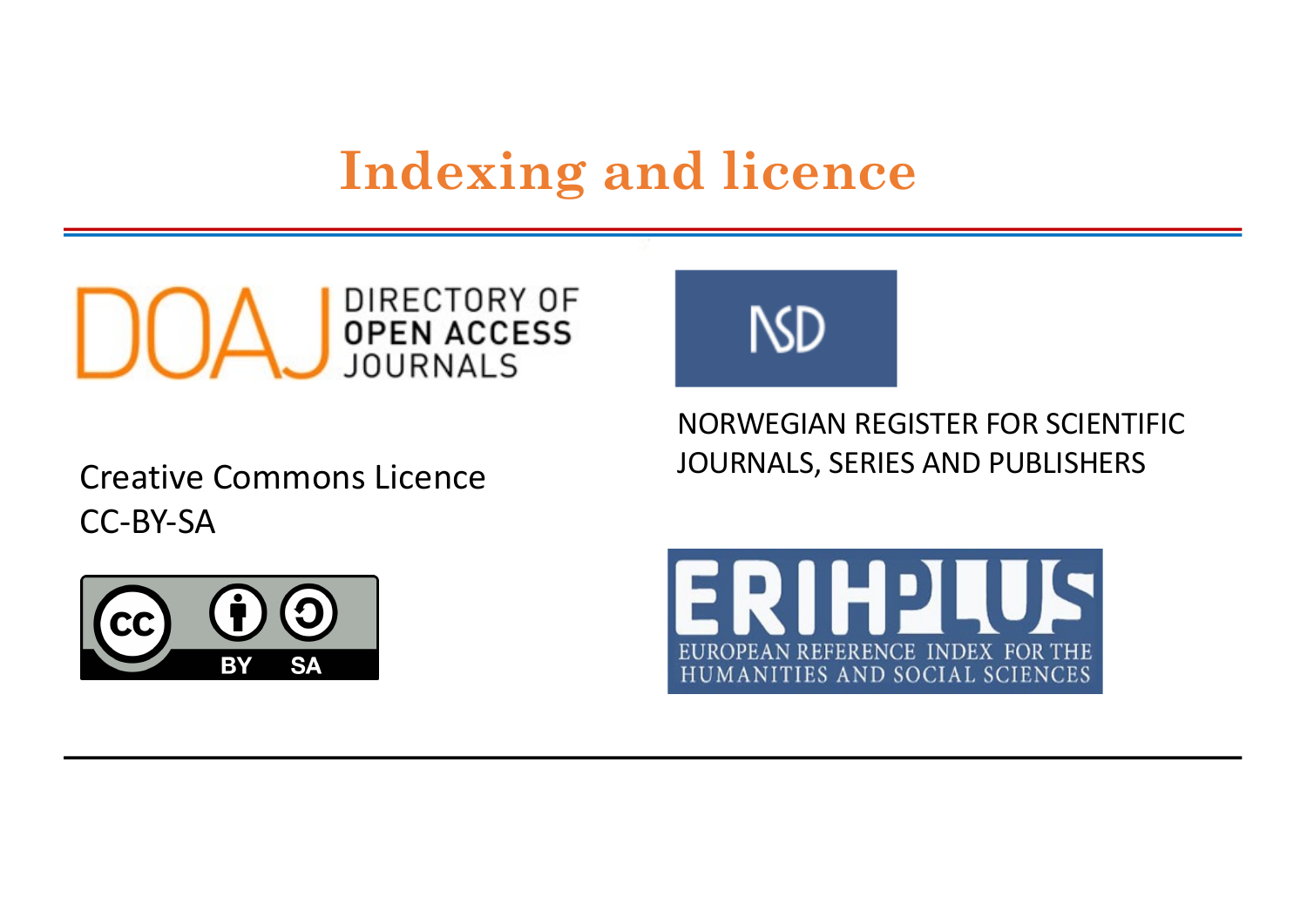# Indexing and licence

DOAJ DIRECTORY OF OPEN ACCESS JOURNALS

NSD

NORWEGIAN REGISTER FOR SCIENTIFIC JOURNALS, SERIES AND PUBLISHERS

Creative Commons Licence
CC-BY-SA

ERIH PLUS
EUROPEAN REFERENCE INDEX FOR THE HUMANITIES AND SOCIAL SCIENCES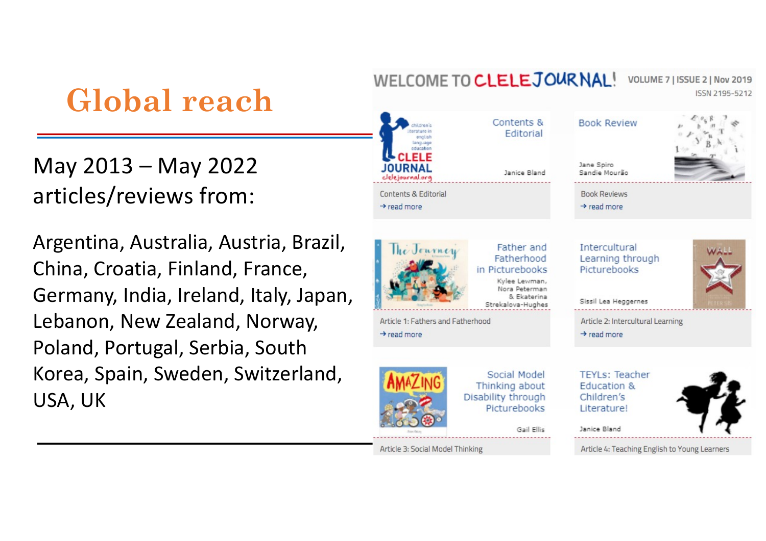# Global reach

May 2013 – May 2022 articles/reviews from:

Argentina, Australia, Austria, Brazil, China, Croatia, Finland, France, Germany, India, Ireland, Italy, Japan, Lebanon, New Zealand, Norway, Poland, Portugal, Serbia, South Korea, Spain, Sweden, Switzerland, USA, UK

WELCOME TO CLELEJOURNAL! VOLUME 7 | ISSUE 2 | Nov 2019

ISSN 2195-5212

Contents & Editorial
Janice Bland
Contents & Editorial
→ read more

Book Review
Jane Spiro
Sandie Mourão
Book Reviews
→ read more

Father and Fatherhood in Picturebooks
Kylee Lewman, Nora Peterman & Ekaterina Strekalova-Hughes
Article 1: Fathers and Fatherhood
→ read more

Intercultural Learning through Picturebooks
Sissil Lea Heggernes
Article 2: Intercultural Learning
→ read more

Social Model Thinking about Disability through Picturebooks
Gail Ellis
Article 3: Social Model Thinking

TEYLs: Teacher Education & Children's Literature!
Janice Bland
Article 4: Teaching English to Young Learners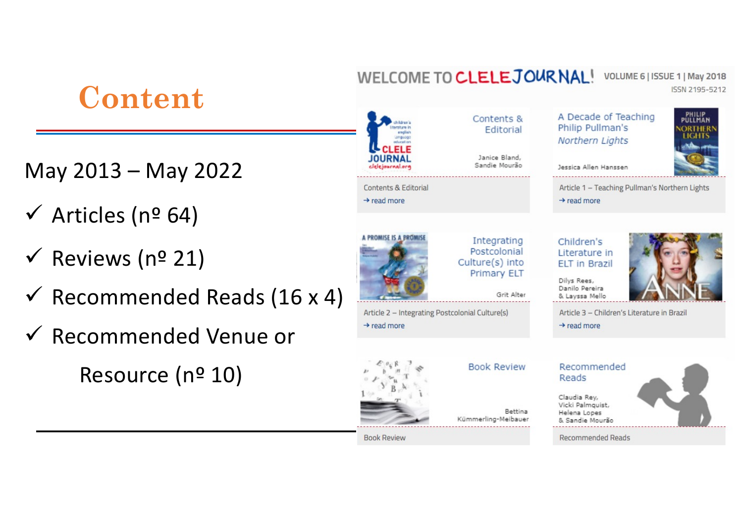# Content

May 2013 – May 2022

- ✓ Articles (nº 64)
- ✓ Reviews (nº 21)
- ✓ Recommended Reads (16 x 4)
- ✓ Recommended Venue or Resource (nº 10)

WELCOME TO CLELEJOURNAL! VOLUME 6 | ISSUE 1 | May 2018

ISSN 2195-5212

Contents & Editorial
Janice Bland, Sandie Mourão
Contents & Editorial
→ read more

A Decade of Teaching Philip Pullman's *Northern Lights*
Jessica Allen Hanssen
Article 1 – Teaching Pullman's Northern Lights
→ read more

Integrating Postcolonial Culture(s) into Primary ELT
Grit Alter
Article 2 – Integrating Postcolonial Culture(s)
→ read more

Children's Literature in ELT in Brazil
Dilys Rees, Danilo Pereira & Layssa Mello
Article 3 – Children's Literature in Brazil
→ read more

Book Review
Bettina Kümmerling-Meibauer
Book Review

Recommended Reads
Claudia Rey, Vicki Palmquist, Helena Lopes & Sandie Mourão
Recommended Reads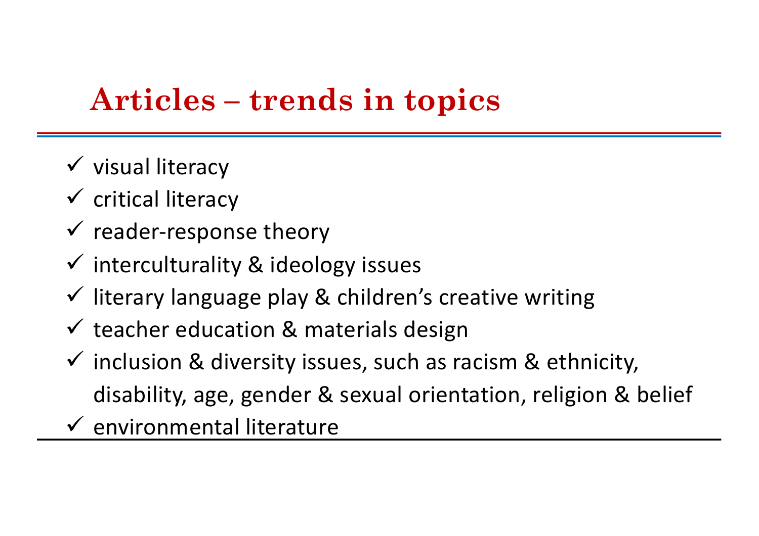# Articles – trends in topics

- ✓ visual literacy
- ✓ critical literacy
- ✓ reader-response theory
- ✓ interculturality & ideology issues
- ✓ literary language play & children's creative writing
- ✓ teacher education & materials design
- ✓ inclusion & diversity issues, such as racism & ethnicity, disability, age, gender & sexual orientation, religion & belief
- ✓ environmental literature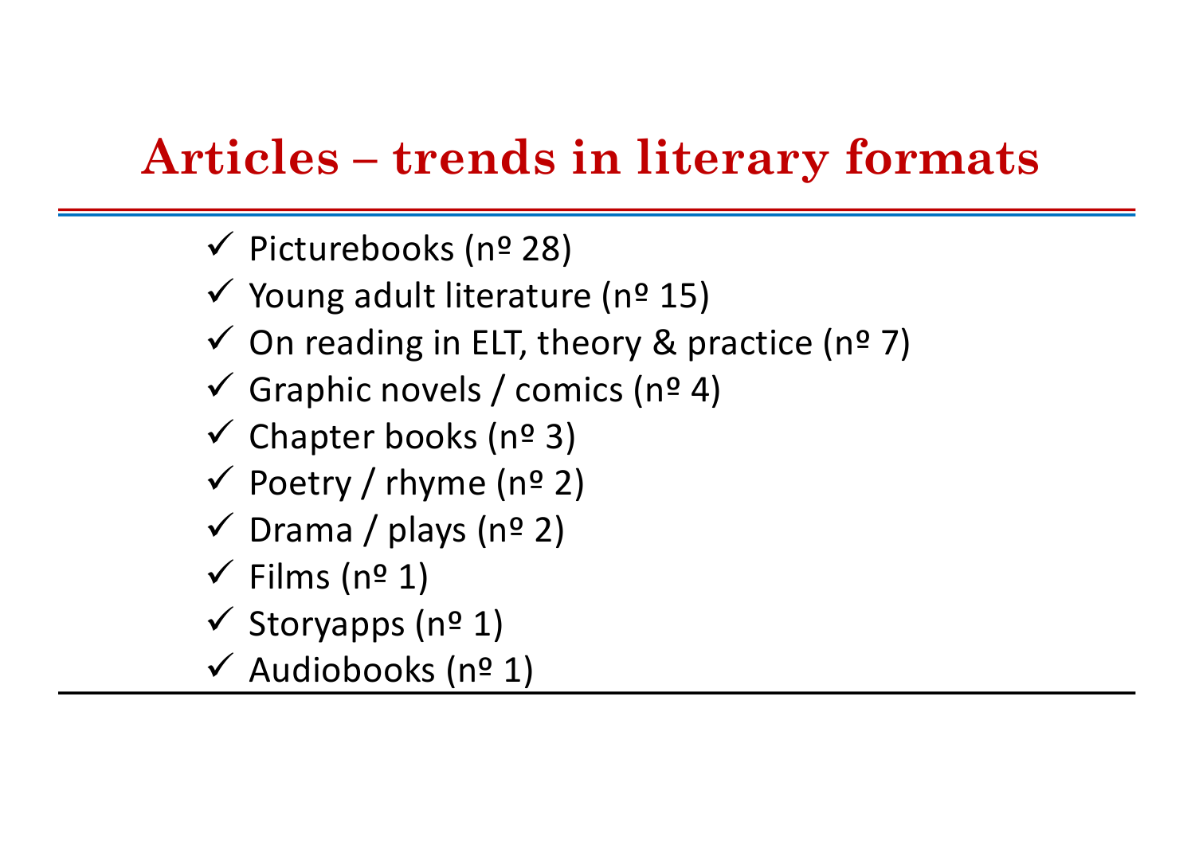# Articles – trends in literary formats

- ✓ Picturebooks (nº 28)
- ✓ Young adult literature (nº 15)
- ✓ On reading in ELT, theory & practice (nº 7)
- ✓ Graphic novels / comics (nº 4)
- ✓ Chapter books (nº 3)
- ✓ Poetry / rhyme (nº 2)
- ✓ Drama / plays (nº 2)
- ✓ Films (nº 1)
- ✓ Storyapps (nº 1)
- ✓ Audiobooks (nº 1)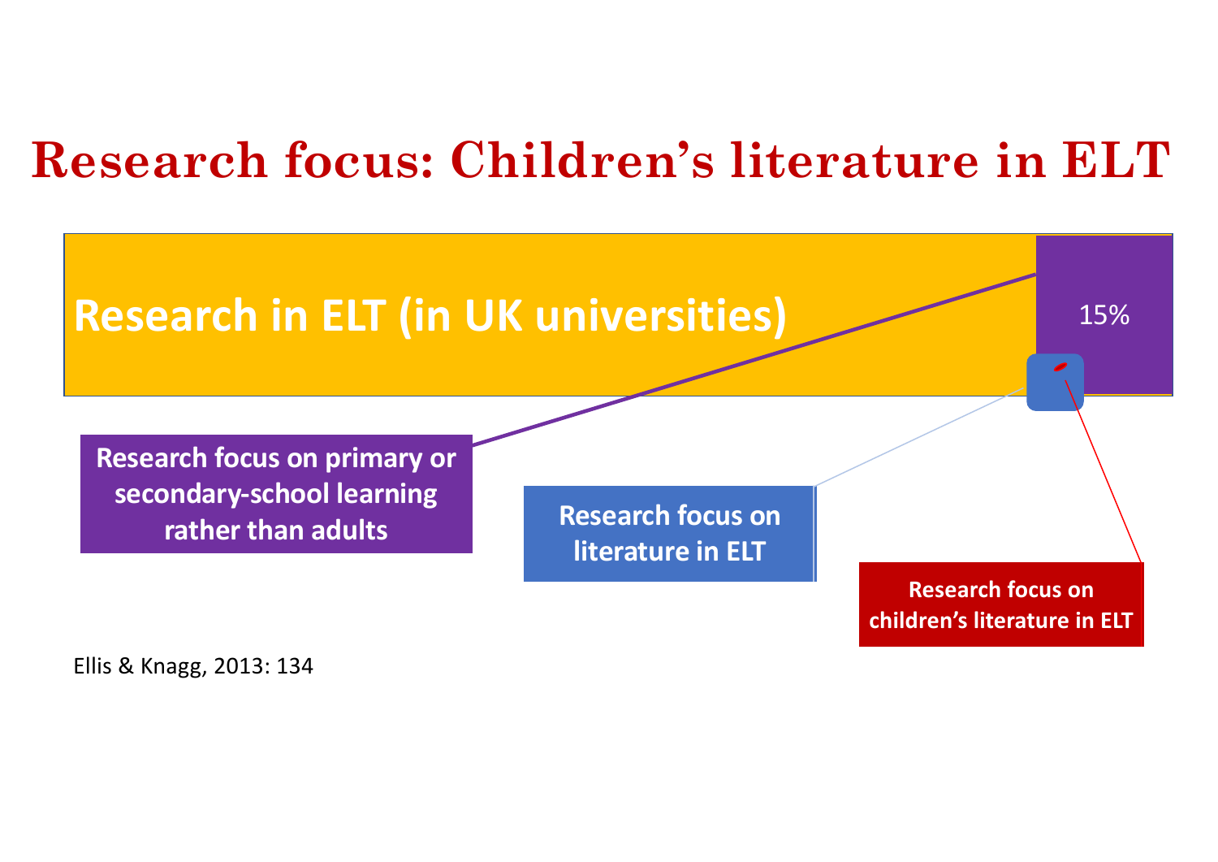# Research focus: Children's literature in ELT

Research in ELT (in UK universities)

15%

Research focus on primary or secondary-school learning rather than adults

Research focus on literature in ELT

Research focus on children's literature in ELT

Ellis & Knagg, 2013: 134